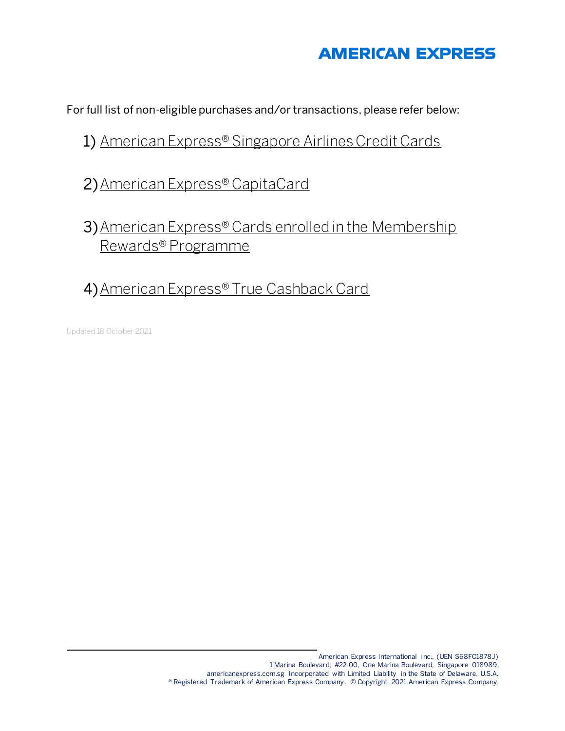AMERICAN EXPRESS

For full list of non-eligible purchases and/or transactions, please refer below:

1) American Express® Singapore Airlines Credit Cards

2) American Express® CapitaCard

3) American Express® Cards enrolled in the Membership Rewards® Programme

4) American Express® True Cashback Card

Updated 18 October 2021

American Express International Inc., (UEN S68FC1878J)
1 Marina Boulevard, #22-00, One Marina Boulevard, Singapore 018989,
americanexpress.com.sg Incorporated with Limited Liability in the State of Delaware, U.S.A.
® Registered Trademark of American Express Company. © Copyright 2021 American Express Company.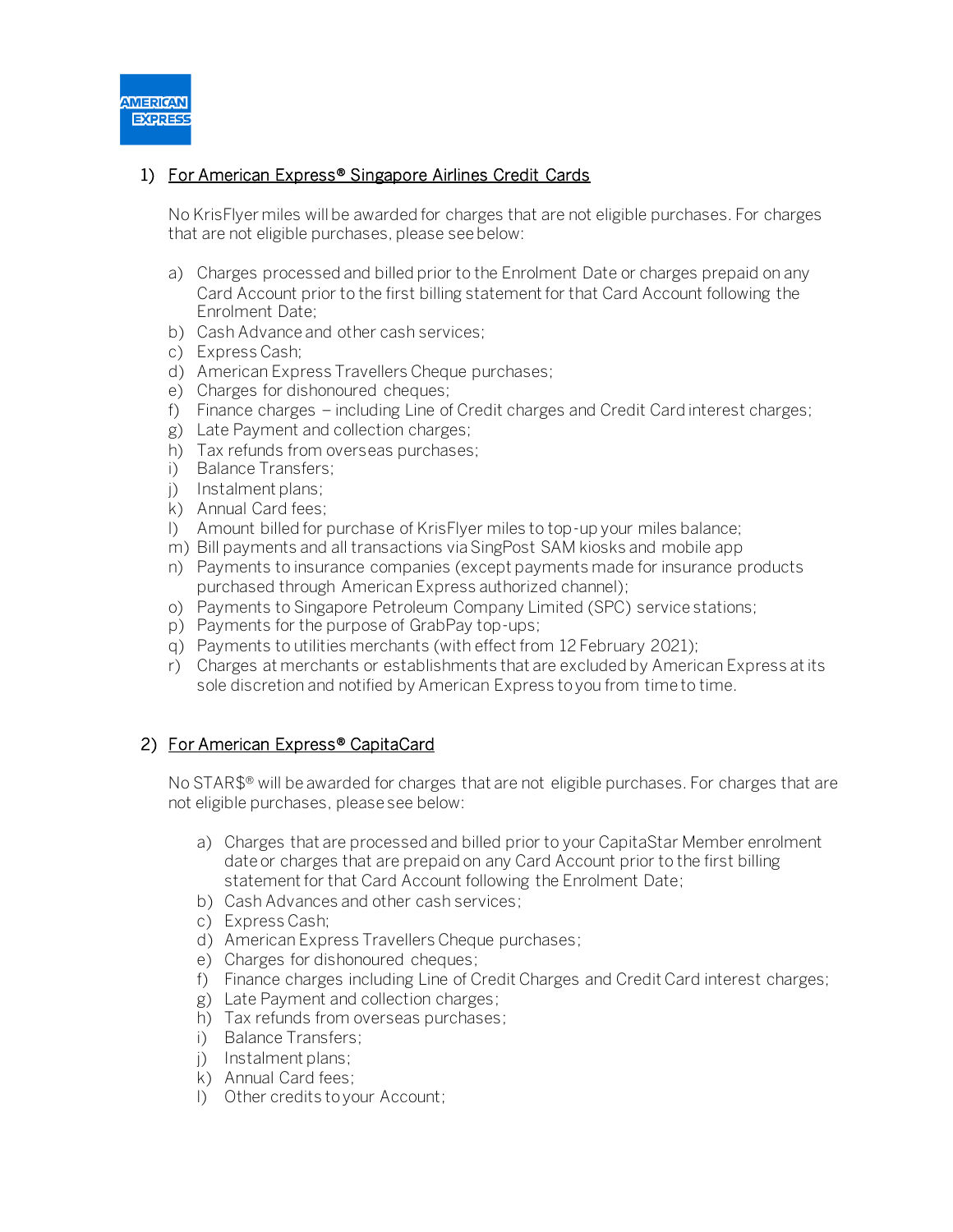1) For American Express® Singapore Airlines Credit Cards

No KrisFlyer miles will be awarded for charges that are not eligible purchases. For charges that are not eligible purchases, please see below:

a) Charges processed and billed prior to the Enrolment Date or charges prepaid on any Card Account prior to the first billing statement for that Card Account following the Enrolment Date;
b) Cash Advance and other cash services;
c) Express Cash;
d) American Express Travellers Cheque purchases;
e) Charges for dishonoured cheques;
f) Finance charges – including Line of Credit charges and Credit Card interest charges;
g) Late Payment and collection charges;
h) Tax refunds from overseas purchases;
i) Balance Transfers;
j) Instalment plans;
k) Annual Card fees;
l) Amount billed for purchase of KrisFlyer miles to top-up your miles balance;
m) Bill payments and all transactions via SingPost SAM kiosks and mobile app
n) Payments to insurance companies (except payments made for insurance products purchased through American Express authorized channel);
o) Payments to Singapore Petroleum Company Limited (SPC) service stations;
p) Payments for the purpose of GrabPay top-ups;
q) Payments to utilities merchants (with effect from 12 February 2021);
r) Charges at merchants or establishments that are excluded by American Express at its sole discretion and notified by American Express to you from time to time.

2) For American Express® CapitaCard

No STAR$® will be awarded for charges that are not eligible purchases. For charges that are not eligible purchases, please see below:

a) Charges that are processed and billed prior to your CapitaStar Member enrolment date or charges that are prepaid on any Card Account prior to the first billing statement for that Card Account following the Enrolment Date;
b) Cash Advances and other cash services;
c) Express Cash;
d) American Express Travellers Cheque purchases;
e) Charges for dishonoured cheques;
f) Finance charges including Line of Credit Charges and Credit Card interest charges;
g) Late Payment and collection charges;
h) Tax refunds from overseas purchases;
i) Balance Transfers;
j) Instalment plans;
k) Annual Card fees;
l) Other credits to your Account;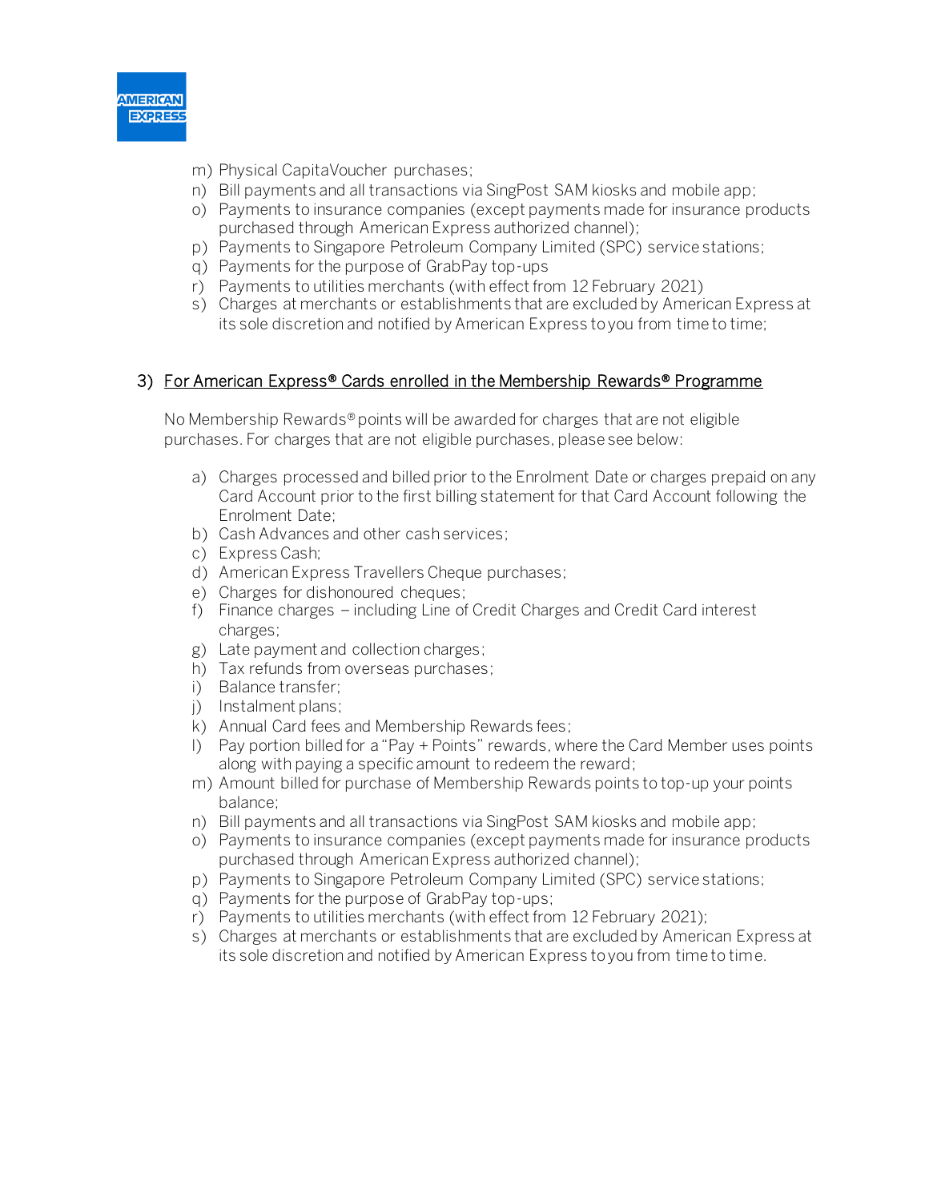m) Physical CapitaVoucher purchases;
n) Bill payments and all transactions via SingPost SAM kiosks and mobile app;
o) Payments to insurance companies (except payments made for insurance products purchased through American Express authorized channel);
p) Payments to Singapore Petroleum Company Limited (SPC) service stations;
q) Payments for the purpose of GrabPay top-ups
r) Payments to utilities merchants (with effect from 12 February 2021)
s) Charges at merchants or establishments that are excluded by American Express at its sole discretion and notified by American Express to you from time to time;

3) <u>For American Express® Cards enrolled in the Membership Rewards® Programme</u>

No Membership Rewards® points will be awarded for charges that are not eligible purchases. For charges that are not eligible purchases, please see below:

a) Charges processed and billed prior to the Enrolment Date or charges prepaid on any Card Account prior to the first billing statement for that Card Account following the Enrolment Date;
b) Cash Advances and other cash services;
c) Express Cash;
d) American Express Travellers Cheque purchases;
e) Charges for dishonoured cheques;
f) Finance charges – including Line of Credit Charges and Credit Card interest charges;
g) Late payment and collection charges;
h) Tax refunds from overseas purchases;
i) Balance transfer;
j) Instalment plans;
k) Annual Card fees and Membership Rewards fees;
l) Pay portion billed for a "Pay + Points" rewards, where the Card Member uses points along with paying a specific amount to redeem the reward;
m) Amount billed for purchase of Membership Rewards points to top-up your points balance;
n) Bill payments and all transactions via SingPost SAM kiosks and mobile app;
o) Payments to insurance companies (except payments made for insurance products purchased through American Express authorized channel);
p) Payments to Singapore Petroleum Company Limited (SPC) service stations;
q) Payments for the purpose of GrabPay top-ups;
r) Payments to utilities merchants (with effect from 12 February 2021);
s) Charges at merchants or establishments that are excluded by American Express at its sole discretion and notified by American Express to you from time to time.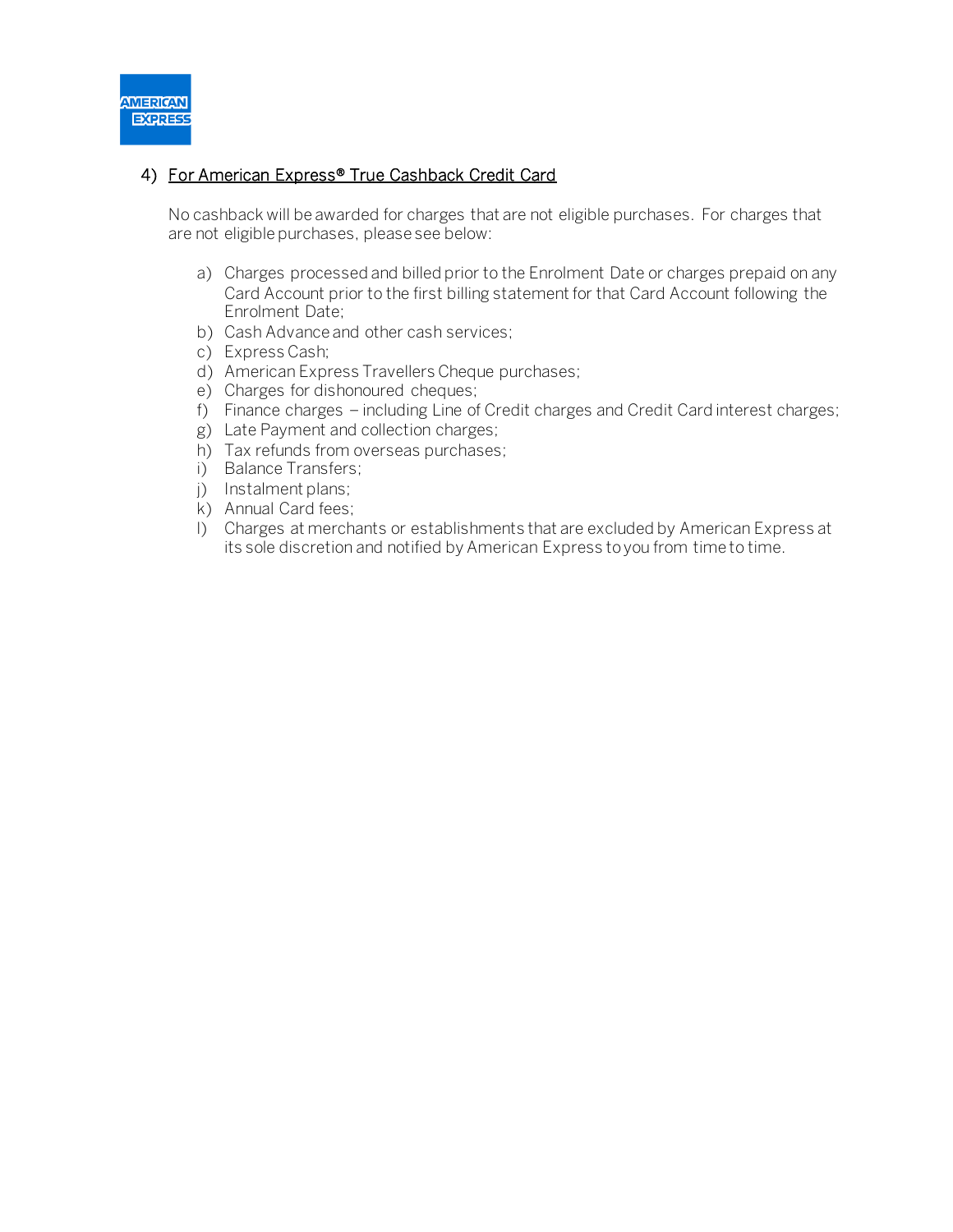4) For American Express® True Cashback Credit Card

No cashback will be awarded for charges that are not eligible purchases. For charges that are not eligible purchases, please see below:

a) Charges processed and billed prior to the Enrolment Date or charges prepaid on any Card Account prior to the first billing statement for that Card Account following the Enrolment Date;
b) Cash Advance and other cash services;
c) Express Cash;
d) American Express Travellers Cheque purchases;
e) Charges for dishonoured cheques;
f) Finance charges – including Line of Credit charges and Credit Card interest charges;
g) Late Payment and collection charges;
h) Tax refunds from overseas purchases;
i) Balance Transfers;
j) Instalment plans;
k) Annual Card fees;
l) Charges at merchants or establishments that are excluded by American Express at its sole discretion and notified by American Express to you from time to time.